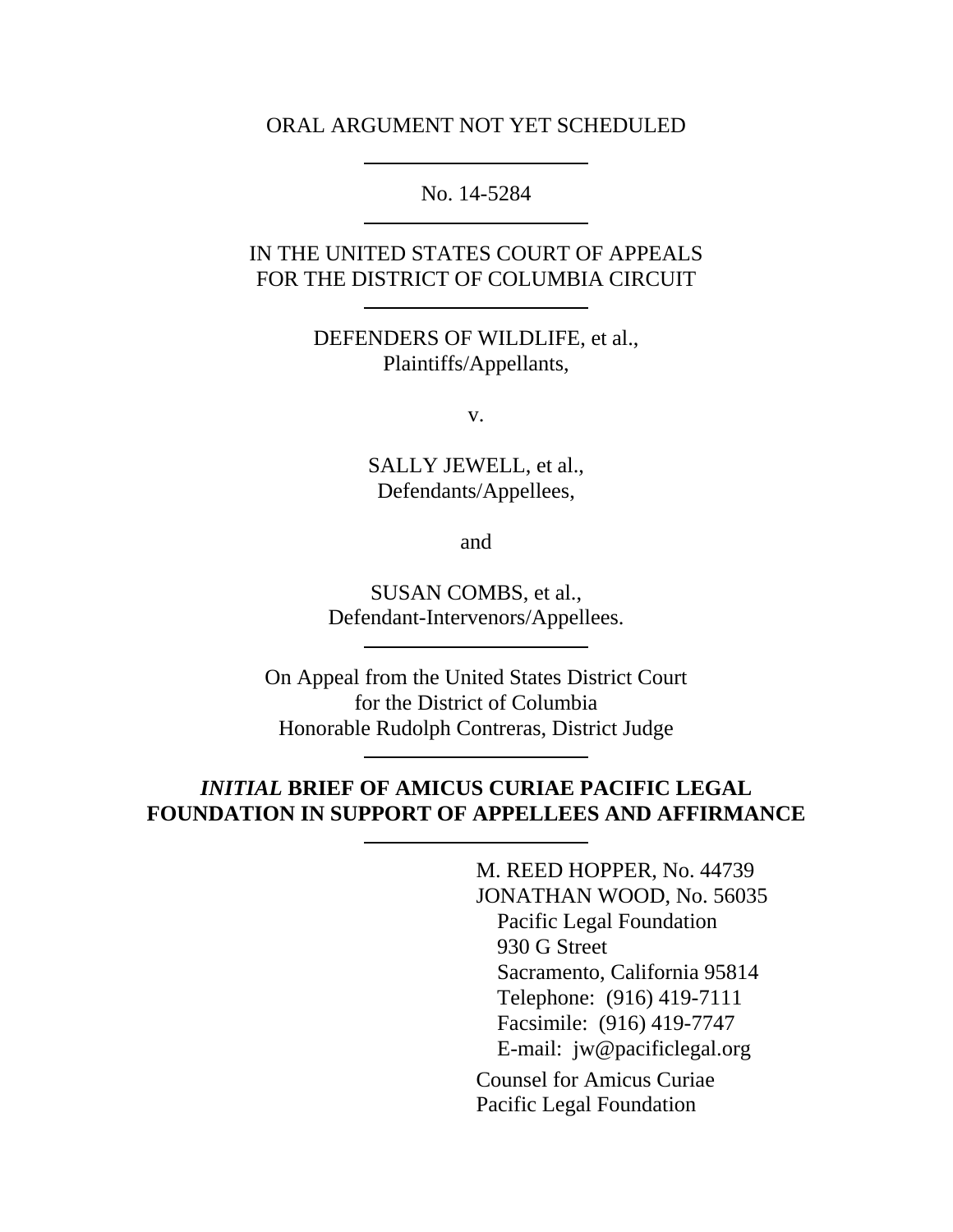ORAL ARGUMENT NOT YET SCHEDULED

---

No. 14-5284

---

IN THE UNITED STATES COURT OF APPEALS
FOR THE DISTRICT OF COLUMBIA CIRCUIT

---

DEFENDERS OF WILDLIFE, et al.,
Plaintiffs/Appellants,

v.

SALLY JEWELL, et al.,
Defendants/Appellees,

and

SUSAN COMBS, et al.,
Defendant-Intervenors/Appellees.

---

On Appeal from the United States District Court
for the District of Columbia
Honorable Rudolph Contreras, District Judge

---

# ***INITIAL* BRIEF OF AMICUS CURIAE PACIFIC LEGAL FOUNDATION IN SUPPORT OF APPELLEES AND AFFIRMANCE**

---

M. REED HOPPER, No. 44739
JONATHAN WOOD, No. 56035
Pacific Legal Foundation
930 G Street
Sacramento, California 95814
Telephone: (916) 419-7111
Facsimile: (916) 419-7747
E-mail: jw@pacificlegal.org

Counsel for Amicus Curiae
Pacific Legal Foundation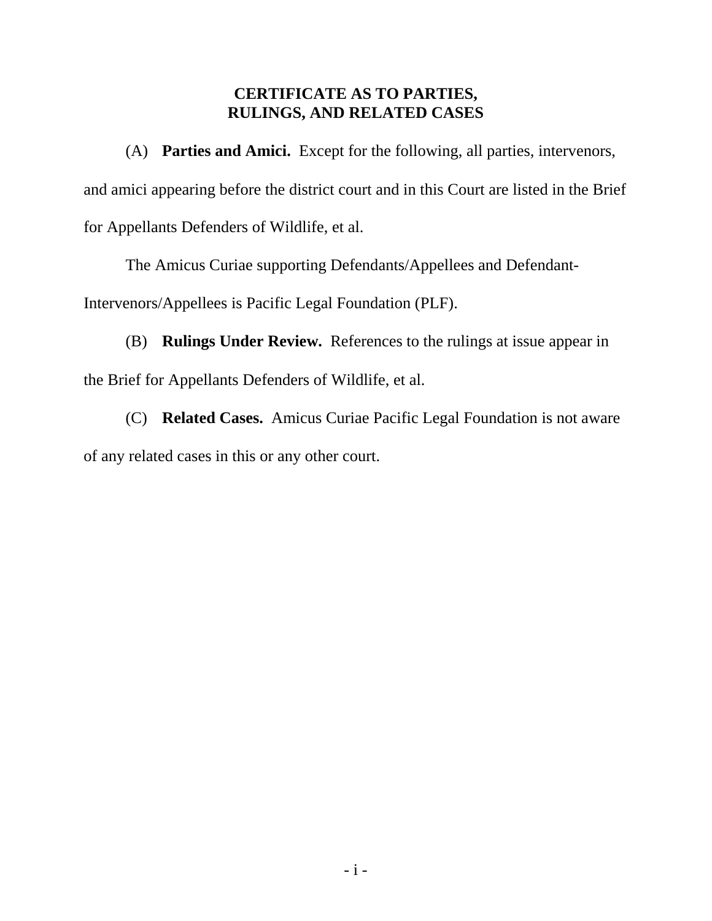# CERTIFICATE AS TO PARTIES, RULINGS, AND RELATED CASES

(A) **Parties and Amici.** Except for the following, all parties, intervenors, and amici appearing before the district court and in this Court are listed in the Brief for Appellants Defenders of Wildlife, et al.

The Amicus Curiae supporting Defendants/Appellees and Defendant-Intervenors/Appellees is Pacific Legal Foundation (PLF).

(B) **Rulings Under Review.** References to the rulings at issue appear in the Brief for Appellants Defenders of Wildlife, et al.

(C) **Related Cases.** Amicus Curiae Pacific Legal Foundation is not aware of any related cases in this or any other court.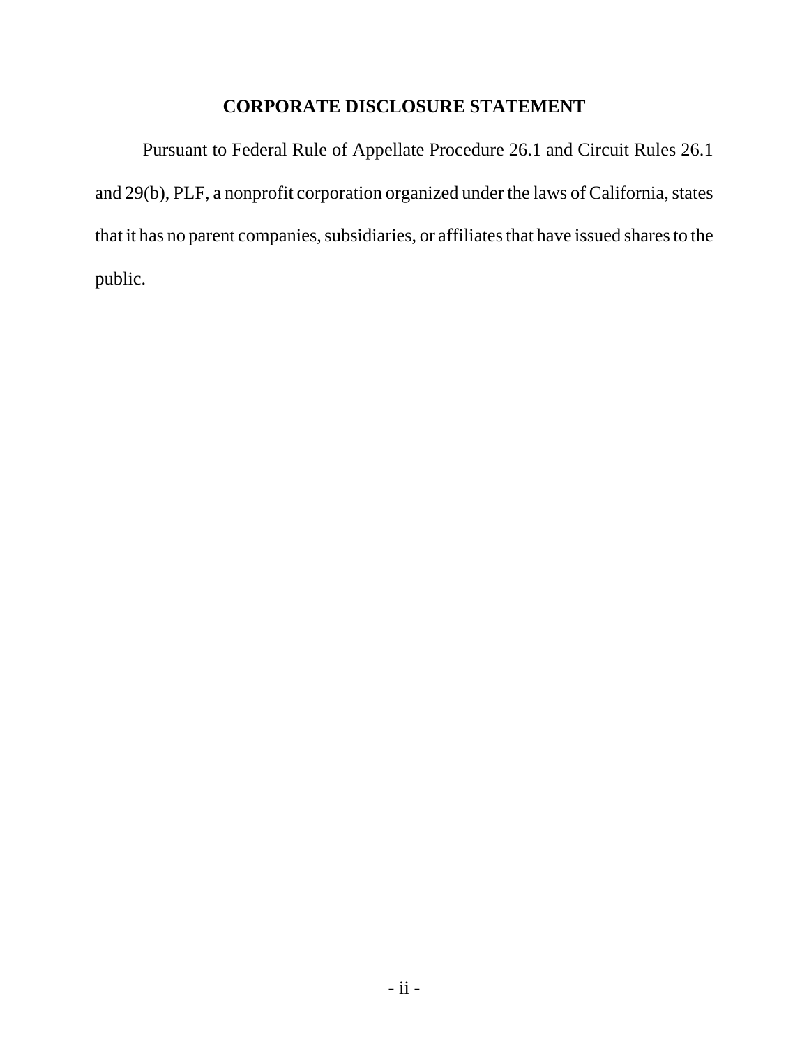# CORPORATE DISCLOSURE STATEMENT

Pursuant to Federal Rule of Appellate Procedure 26.1 and Circuit Rules 26.1 and 29(b), PLF, a nonprofit corporation organized under the laws of California, states that it has no parent companies, subsidiaries, or affiliates that have issued shares to the public.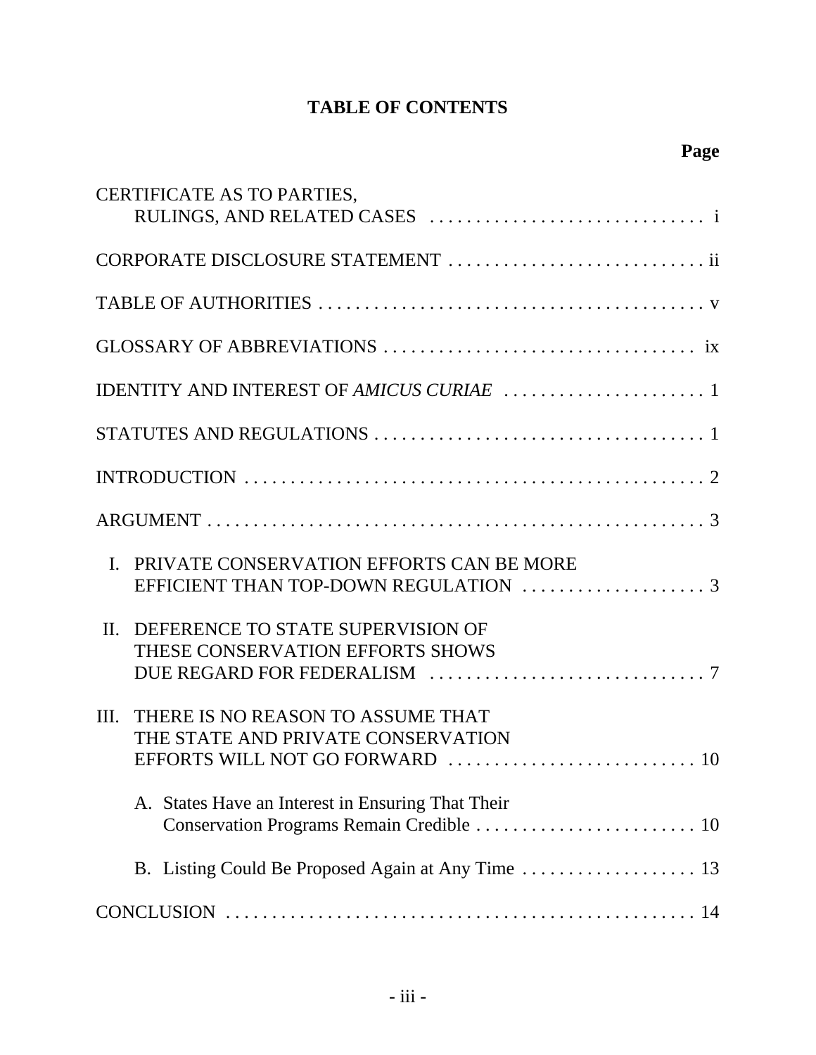# TABLE OF CONTENTS

| | Page |
|---|---|
| CERTIFICATE AS TO PARTIES, RULINGS, AND RELATED CASES | i |
| CORPORATE DISCLOSURE STATEMENT | ii |
| TABLE OF AUTHORITIES | v |
| GLOSSARY OF ABBREVIATIONS | ix |
| IDENTITY AND INTEREST OF *AMICUS CURIAE* | 1 |
| STATUTES AND REGULATIONS | 1 |
| INTRODUCTION | 2 |
| ARGUMENT | 3 |
| I. PRIVATE CONSERVATION EFFORTS CAN BE MORE EFFICIENT THAN TOP-DOWN REGULATION | 3 |
| II. DEFERENCE TO STATE SUPERVISION OF THESE CONSERVATION EFFORTS SHOWS DUE REGARD FOR FEDERALISM | 7 |
| III. THERE IS NO REASON TO ASSUME THAT THE STATE AND PRIVATE CONSERVATION EFFORTS WILL NOT GO FORWARD | 10 |
| A. States Have an Interest in Ensuring That Their Conservation Programs Remain Credible | 10 |
| B. Listing Could Be Proposed Again at Any Time | 13 |
| CONCLUSION | 14 |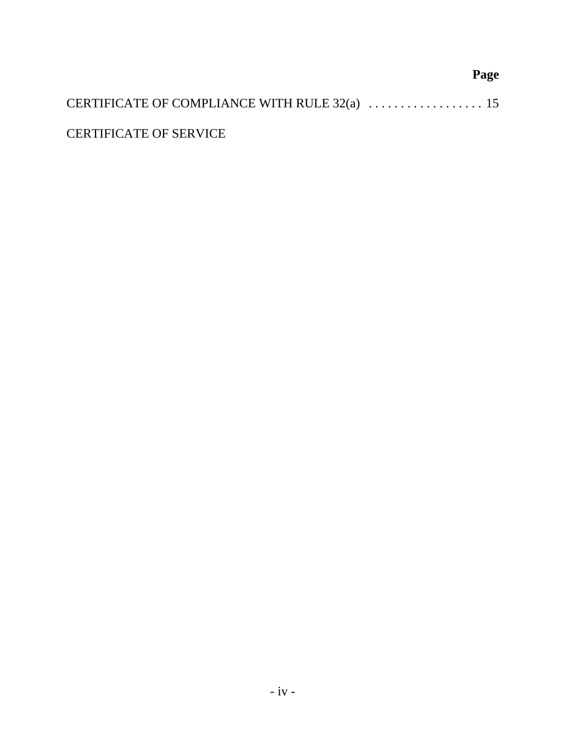| | Page |
|---|---|
| CERTIFICATE OF COMPLIANCE WITH RULE 32(a) | 15 |
| CERTIFICATE OF SERVICE | |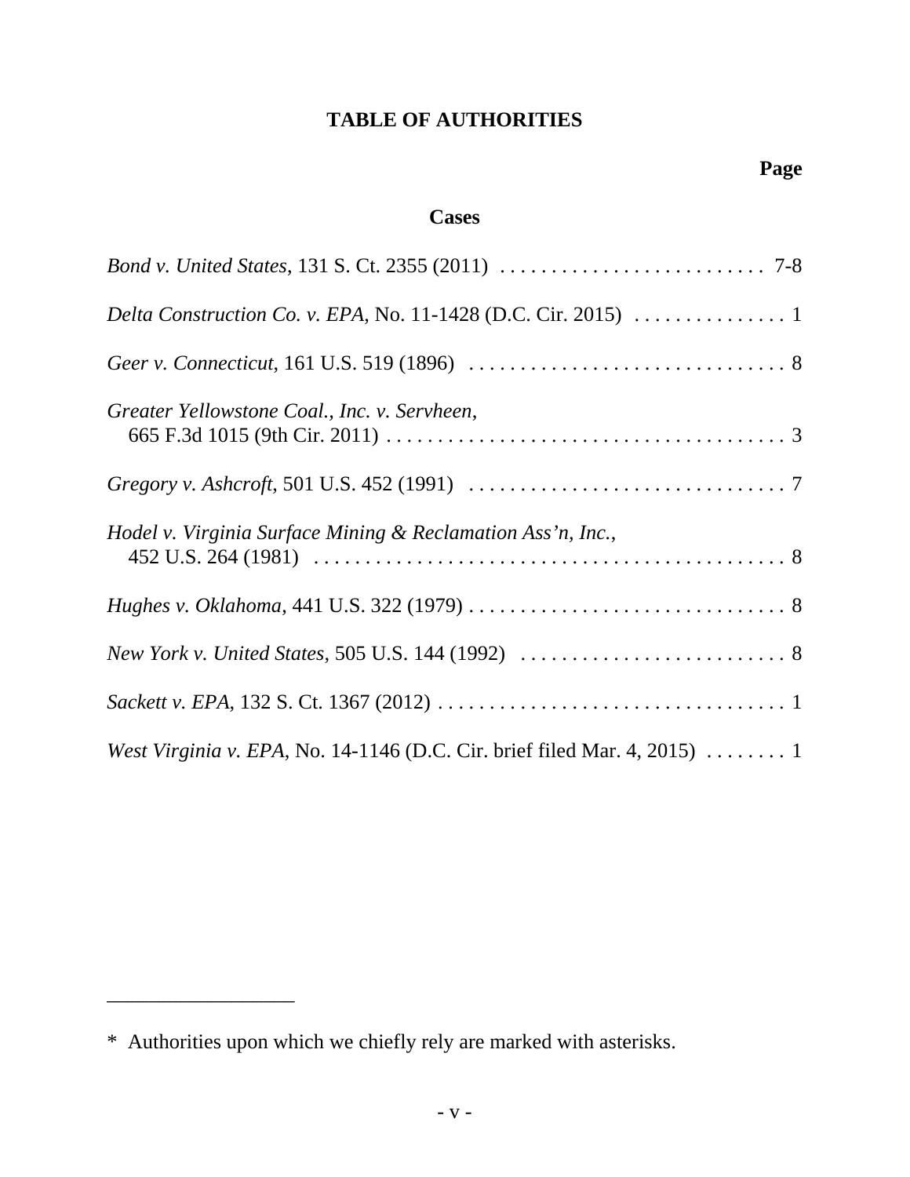# TABLE OF AUTHORITIES

**Page**

## Cases

*Bond v. United States*, 131 S. Ct. 2355 (2011) . . . . . . . . . . . . . . . . . . . . . . . . . . 7-8

*Delta Construction Co. v. EPA*, No. 11-1428 (D.C. Cir. 2015) . . . . . . . . . . . . . . . 1

*Geer v. Connecticut*, 161 U.S. 519 (1896) . . . . . . . . . . . . . . . . . . . . . . . . . . . . . . . 8

*Greater Yellowstone Coal., Inc. v. Servheen*,
665 F.3d 1015 (9th Cir. 2011) . . . . . . . . . . . . . . . . . . . . . . . . . . . . . . . . . . . . . . . 3

*Gregory v. Ashcroft*, 501 U.S. 452 (1991) . . . . . . . . . . . . . . . . . . . . . . . . . . . . . . . 7

*Hodel v. Virginia Surface Mining & Reclamation Ass'n, Inc.*,
452 U.S. 264 (1981) . . . . . . . . . . . . . . . . . . . . . . . . . . . . . . . . . . . . . . . . . . . . . . 8

*Hughes v. Oklahoma*, 441 U.S. 322 (1979) . . . . . . . . . . . . . . . . . . . . . . . . . . . . . . . 8

*New York v. United States*, 505 U.S. 144 (1992) . . . . . . . . . . . . . . . . . . . . . . . . . . 8

*Sackett v. EPA*, 132 S. Ct. 1367 (2012) . . . . . . . . . . . . . . . . . . . . . . . . . . . . . . . . . 1

*West Virginia v. EPA*, No. 14-1146 (D.C. Cir. brief filed Mar. 4, 2015) . . . . . . . . 1

---

* Authorities upon which we chiefly rely are marked with asterisks.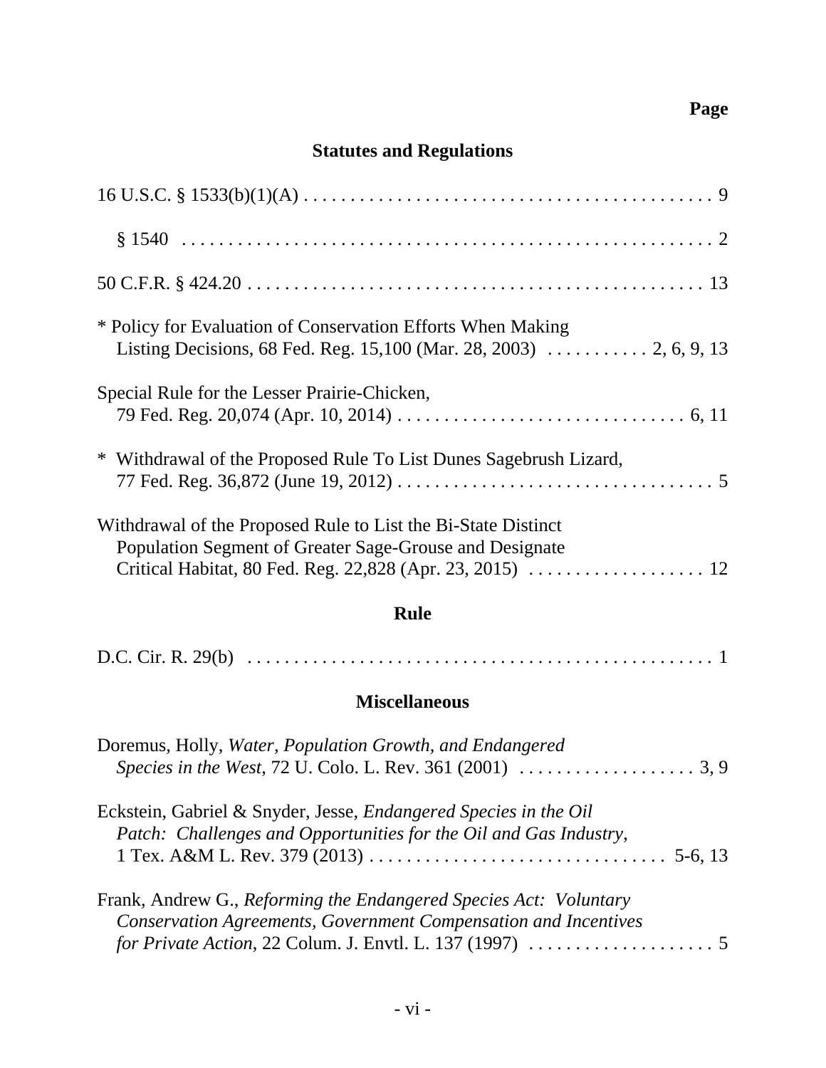**Page**

## Statutes and Regulations

16 U.S.C. § 1533(b)(1)(A) . . . . . . . . . . . . . . . . . . . . . . . . . . . . . . . . . . . . . . . . . . . . 9

§ 1540 . . . . . . . . . . . . . . . . . . . . . . . . . . . . . . . . . . . . . . . . . . . . . . . . . . . . . . . . 2

50 C.F.R. § 424.20 . . . . . . . . . . . . . . . . . . . . . . . . . . . . . . . . . . . . . . . . . . . . . . . . . 13

* Policy for Evaluation of Conservation Efforts When Making Listing Decisions, 68 Fed. Reg. 15,100 (Mar. 28, 2003) . . . . . . . . . . . 2, 6, 9, 13

Special Rule for the Lesser Prairie-Chicken, 79 Fed. Reg. 20,074 (Apr. 10, 2014) . . . . . . . . . . . . . . . . . . . . . . . . . . . . . . . 6, 11

* Withdrawal of the Proposed Rule To List Dunes Sagebrush Lizard, 77 Fed. Reg. 36,872 (June 19, 2012) . . . . . . . . . . . . . . . . . . . . . . . . . . . . . . . . . 5

Withdrawal of the Proposed Rule to List the Bi-State Distinct Population Segment of Greater Sage-Grouse and Designate Critical Habitat, 80 Fed. Reg. 22,828 (Apr. 23, 2015) . . . . . . . . . . . . . . . . . . . 12

## Rule

D.C. Cir. R. 29(b) . . . . . . . . . . . . . . . . . . . . . . . . . . . . . . . . . . . . . . . . . . . . . . . . . . . 1

## Miscellaneous

Doremus, Holly, *Water, Population Growth, and Endangered Species in the West*, 72 U. Colo. L. Rev. 361 (2001) . . . . . . . . . . . . . . . . . . . 3, 9

Eckstein, Gabriel & Snyder, Jesse, *Endangered Species in the Oil Patch: Challenges and Opportunities for the Oil and Gas Industry*, 1 Tex. A&M L. Rev. 379 (2013) . . . . . . . . . . . . . . . . . . . . . . . . . . . . . . 5-6, 13

Frank, Andrew G., *Reforming the Endangered Species Act: Voluntary Conservation Agreements, Government Compensation and Incentives for Private Action*, 22 Colum. J. Envtl. L. 137 (1997) . . . . . . . . . . . . . . . . . . . . 5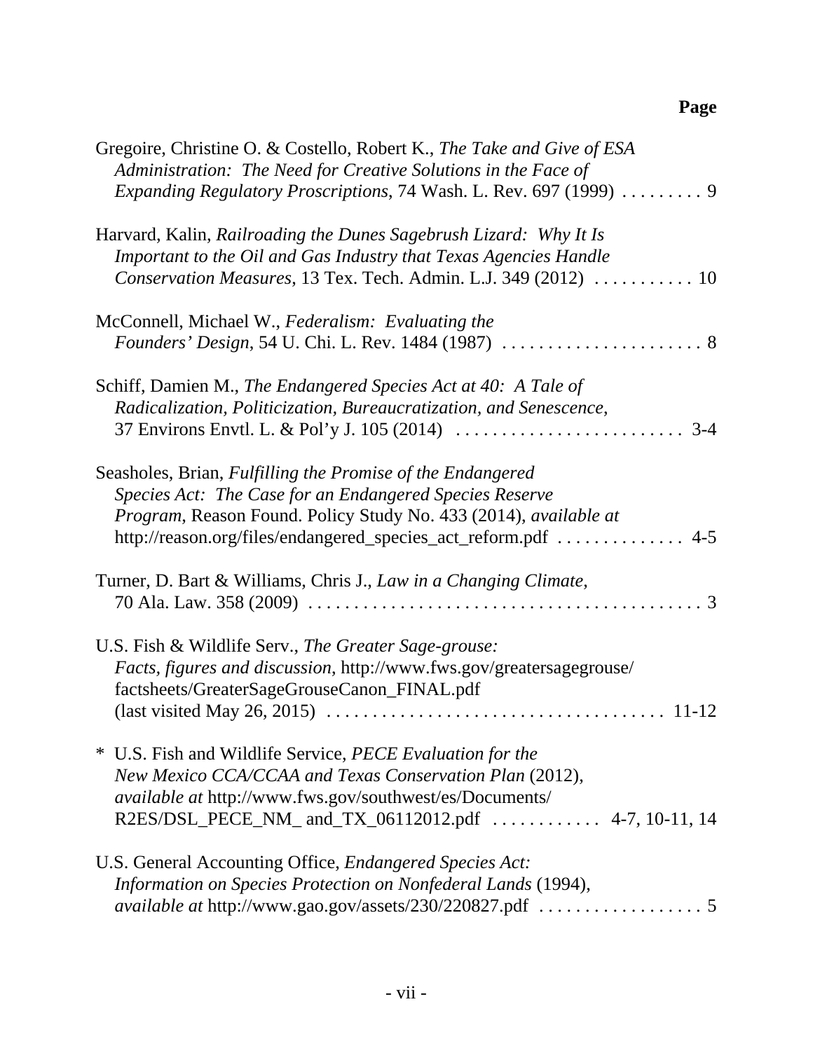**Page**

Gregoire, Christine O. & Costello, Robert K., *The Take and Give of ESA Administration: The Need for Creative Solutions in the Face of Expanding Regulatory Proscriptions*, 74 Wash. L. Rev. 697 (1999) . . . . . . . . . 9

Harvard, Kalin, *Railroading the Dunes Sagebrush Lizard: Why It Is Important to the Oil and Gas Industry that Texas Agencies Handle Conservation Measures*, 13 Tex. Tech. Admin. L.J. 349 (2012) . . . . . . . . . . . 10

McConnell, Michael W., *Federalism: Evaluating the Founders' Design*, 54 U. Chi. L. Rev. 1484 (1987) . . . . . . . . . . . . . . . . . . . . . . 8

Schiff, Damien M., *The Endangered Species Act at 40: A Tale of Radicalization, Politicization, Bureaucratization, and Senescence*, 37 Environs Envtl. L. & Pol'y J. 105 (2014) . . . . . . . . . . . . . . . . . . . . . . . . 3-4

Seasholes, Brian, *Fulfilling the Promise of the Endangered Species Act: The Case for an Endangered Species Reserve Program*, Reason Found. Policy Study No. 433 (2014), *available at* http://reason.org/files/endangered_species_act_reform.pdf . . . . . . . . . . . . . . 4-5

Turner, D. Bart & Williams, Chris J., *Law in a Changing Climate*, 70 Ala. Law. 358 (2009) . . . . . . . . . . . . . . . . . . . . . . . . . . . . . . . . . . . . . . . . . . 3

U.S. Fish & Wildlife Serv., *The Greater Sage-grouse: Facts, figures and discussion*, http://www.fws.gov/greatersagegrouse/factsheets/GreaterSageGrouseCanon_FINAL.pdf (last visited May 26, 2015) . . . . . . . . . . . . . . . . . . . . . . . . . . . . . . . . . . . 11-12

\* U.S. Fish and Wildlife Service, *PECE Evaluation for the New Mexico CCA/CCAA and Texas Conservation Plan* (2012), *available at* http://www.fws.gov/southwest/es/Documents/R2ES/DSL_PECE_NM_ and_TX_06112012.pdf . . . . . . . . . . . . 4-7, 10-11, 14

U.S. General Accounting Office, *Endangered Species Act: Information on Species Protection on Nonfederal Lands* (1994), *available at* http://www.gao.gov/assets/230/220827.pdf . . . . . . . . . . . . . . . . . . 5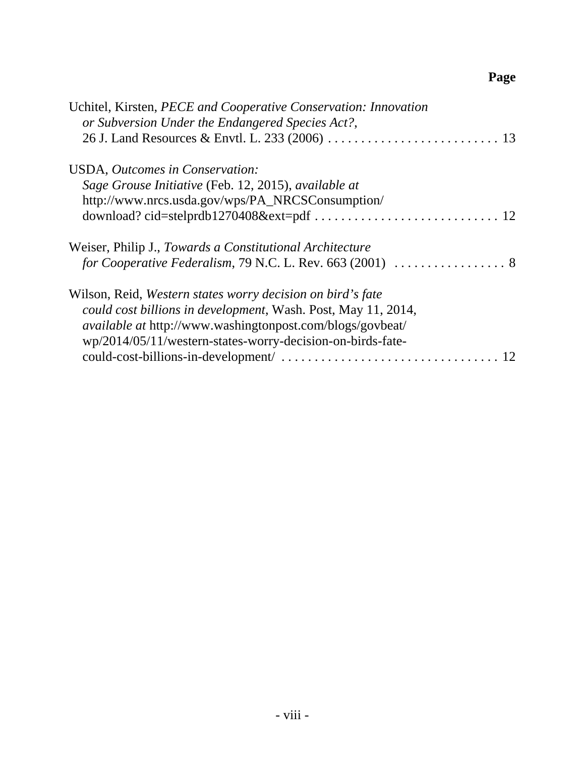**Page**

Uchitel, Kirsten, *PECE and Cooperative Conservation: Innovation or Subversion Under the Endangered Species Act?*, 26 J. Land Resources & Envtl. L. 233 (2006) . . . . . . . . . . . . . . . . . . . . . . . . . . 13

USDA, *Outcomes in Conservation: Sage Grouse Initiative* (Feb. 12, 2015), *available at* http://www.nrcs.usda.gov/wps/PA_NRCSConsumption/download? cid=stelprdb1270408&ext=pdf . . . . . . . . . . . . . . . . . . . . . . . . . . . . 12

Weiser, Philip J., *Towards a Constitutional Architecture for Cooperative Federalism*, 79 N.C. L. Rev. 663 (2001) . . . . . . . . . . . . . . . . . 8

Wilson, Reid, *Western states worry decision on bird's fate could cost billions in development*, Wash. Post, May 11, 2014, *available at* http://www.washingtonpost.com/blogs/govbeat/wp/2014/05/11/western-states-worry-decision-on-birds-fate-could-cost-billions-in-development/ . . . . . . . . . . . . . . . . . . . . . . . . . . . . . . . . 12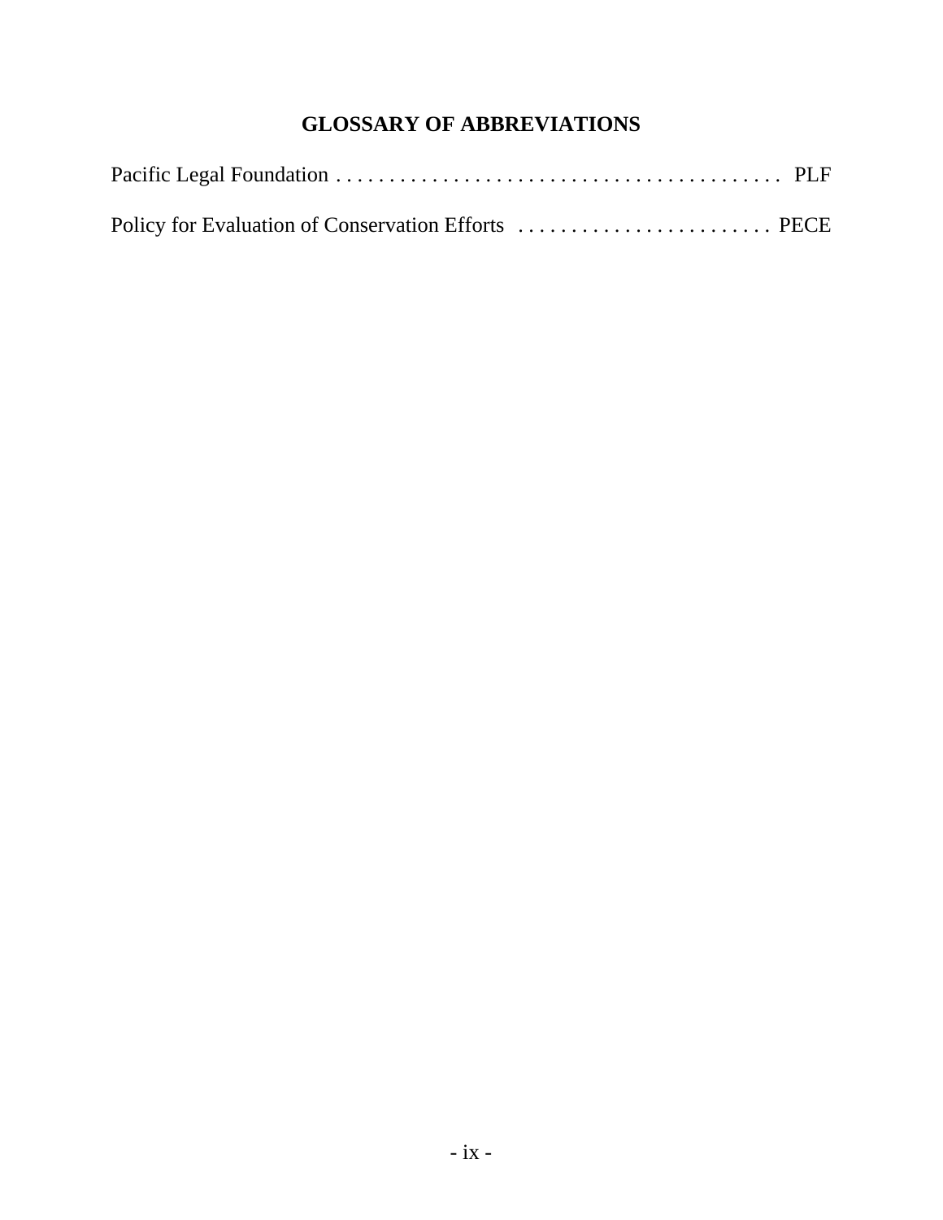# GLOSSARY OF ABBREVIATIONS

Pacific Legal Foundation . . . . . . . . . . . . . . . . . . . . . . . . . . . . . . . . . . . . . . . . . PLF

Policy for Evaluation of Conservation Efforts . . . . . . . . . . . . . . . . . . . . . . . . PECE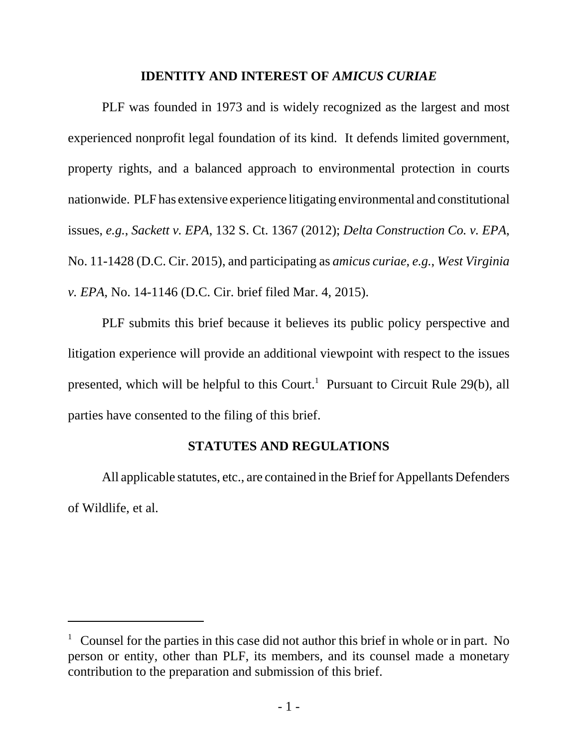## IDENTITY AND INTEREST OF *AMICUS CURIAE*

PLF was founded in 1973 and is widely recognized as the largest and most experienced nonprofit legal foundation of its kind. It defends limited government, property rights, and a balanced approach to environmental protection in courts nationwide. PLF has extensive experience litigating environmental and constitutional issues, *e.g.*, *Sackett v. EPA*, 132 S. Ct. 1367 (2012); *Delta Construction Co. v. EPA*, No. 11-1428 (D.C. Cir. 2015), and participating as *amicus curiae*, *e.g.*, *West Virginia v. EPA*, No. 14-1146 (D.C. Cir. brief filed Mar. 4, 2015).

PLF submits this brief because it believes its public policy perspective and litigation experience will provide an additional viewpoint with respect to the issues presented, which will be helpful to this Court.[1] Pursuant to Circuit Rule 29(b), all parties have consented to the filing of this brief.

## STATUTES AND REGULATIONS

All applicable statutes, etc., are contained in the Brief for Appellants Defenders of Wildlife, et al.

[1] Counsel for the parties in this case did not author this brief in whole or in part. No person or entity, other than PLF, its members, and its counsel made a monetary contribution to the preparation and submission of this brief.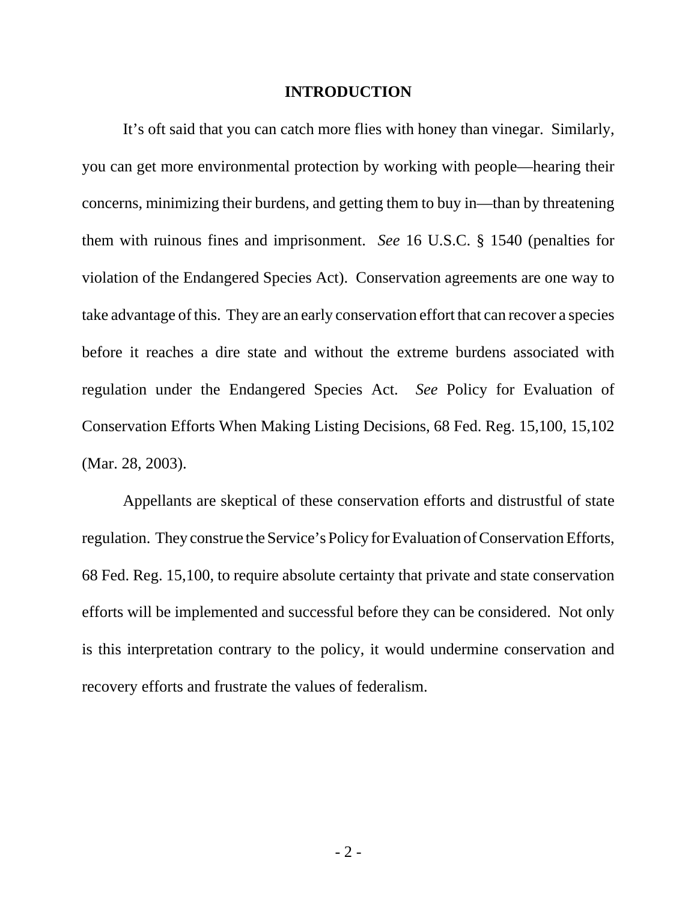# INTRODUCTION

It's oft said that you can catch more flies with honey than vinegar. Similarly, you can get more environmental protection by working with people—hearing their concerns, minimizing their burdens, and getting them to buy in—than by threatening them with ruinous fines and imprisonment. *See* 16 U.S.C. § 1540 (penalties for violation of the Endangered Species Act). Conservation agreements are one way to take advantage of this. They are an early conservation effort that can recover a species before it reaches a dire state and without the extreme burdens associated with regulation under the Endangered Species Act. *See* Policy for Evaluation of Conservation Efforts When Making Listing Decisions, 68 Fed. Reg. 15,100, 15,102 (Mar. 28, 2003).

Appellants are skeptical of these conservation efforts and distrustful of state regulation. They construe the Service's Policy for Evaluation of Conservation Efforts, 68 Fed. Reg. 15,100, to require absolute certainty that private and state conservation efforts will be implemented and successful before they can be considered. Not only is this interpretation contrary to the policy, it would undermine conservation and recovery efforts and frustrate the values of federalism.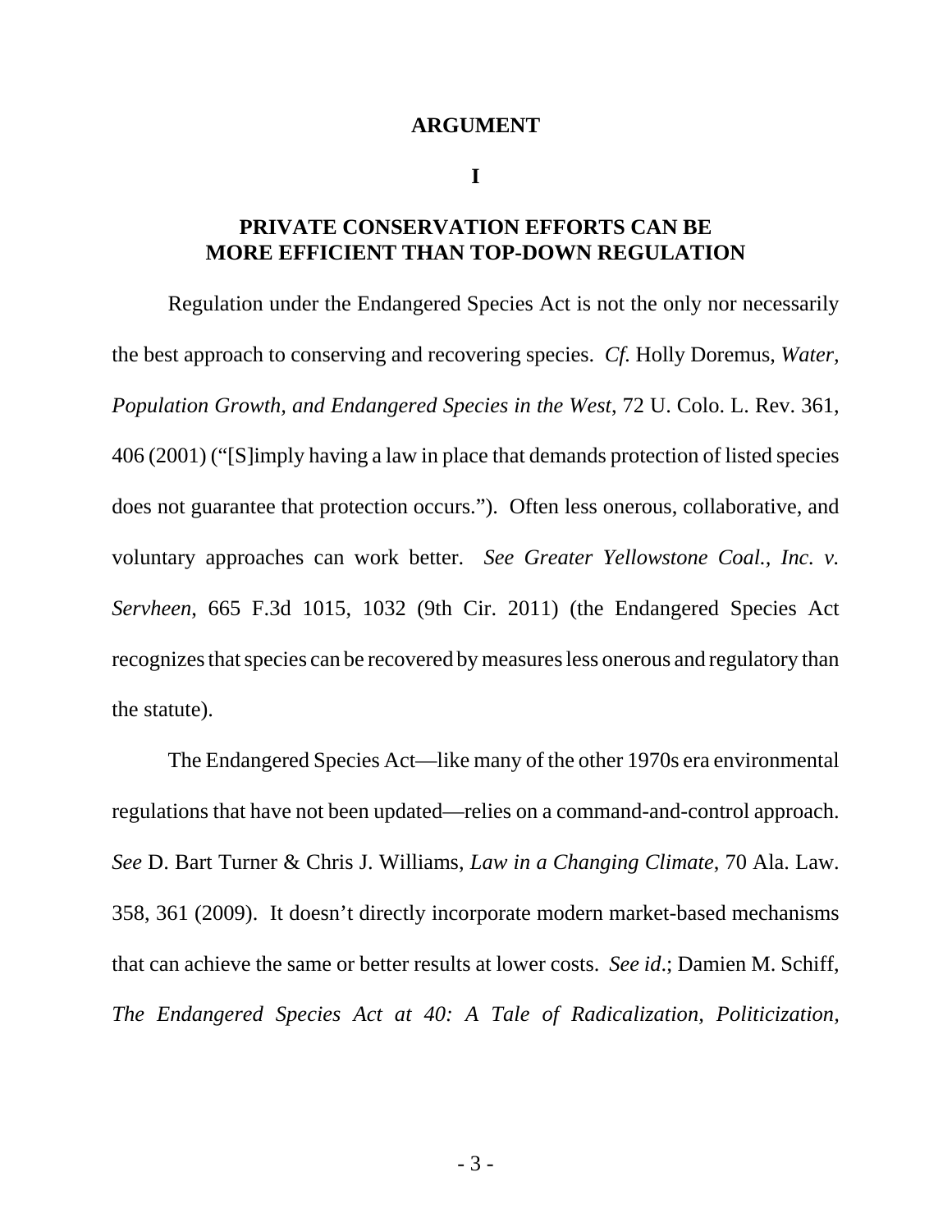# ARGUMENT

## I

## PRIVATE CONSERVATION EFFORTS CAN BE MORE EFFICIENT THAN TOP-DOWN REGULATION

Regulation under the Endangered Species Act is not the only nor necessarily the best approach to conserving and recovering species. *Cf.* Holly Doremus, *Water, Population Growth, and Endangered Species in the West*, 72 U. Colo. L. Rev. 361, 406 (2001) ("[S]imply having a law in place that demands protection of listed species does not guarantee that protection occurs."). Often less onerous, collaborative, and voluntary approaches can work better. *See Greater Yellowstone Coal., Inc. v. Servheen*, 665 F.3d 1015, 1032 (9th Cir. 2011) (the Endangered Species Act recognizes that species can be recovered by measures less onerous and regulatory than the statute).

The Endangered Species Act—like many of the other 1970s era environmental regulations that have not been updated—relies on a command-and-control approach. *See* D. Bart Turner & Chris J. Williams, *Law in a Changing Climate*, 70 Ala. Law. 358, 361 (2009). It doesn't directly incorporate modern market-based mechanisms that can achieve the same or better results at lower costs. *See id*.; Damien M. Schiff, *The Endangered Species Act at 40: A Tale of Radicalization, Politicization,*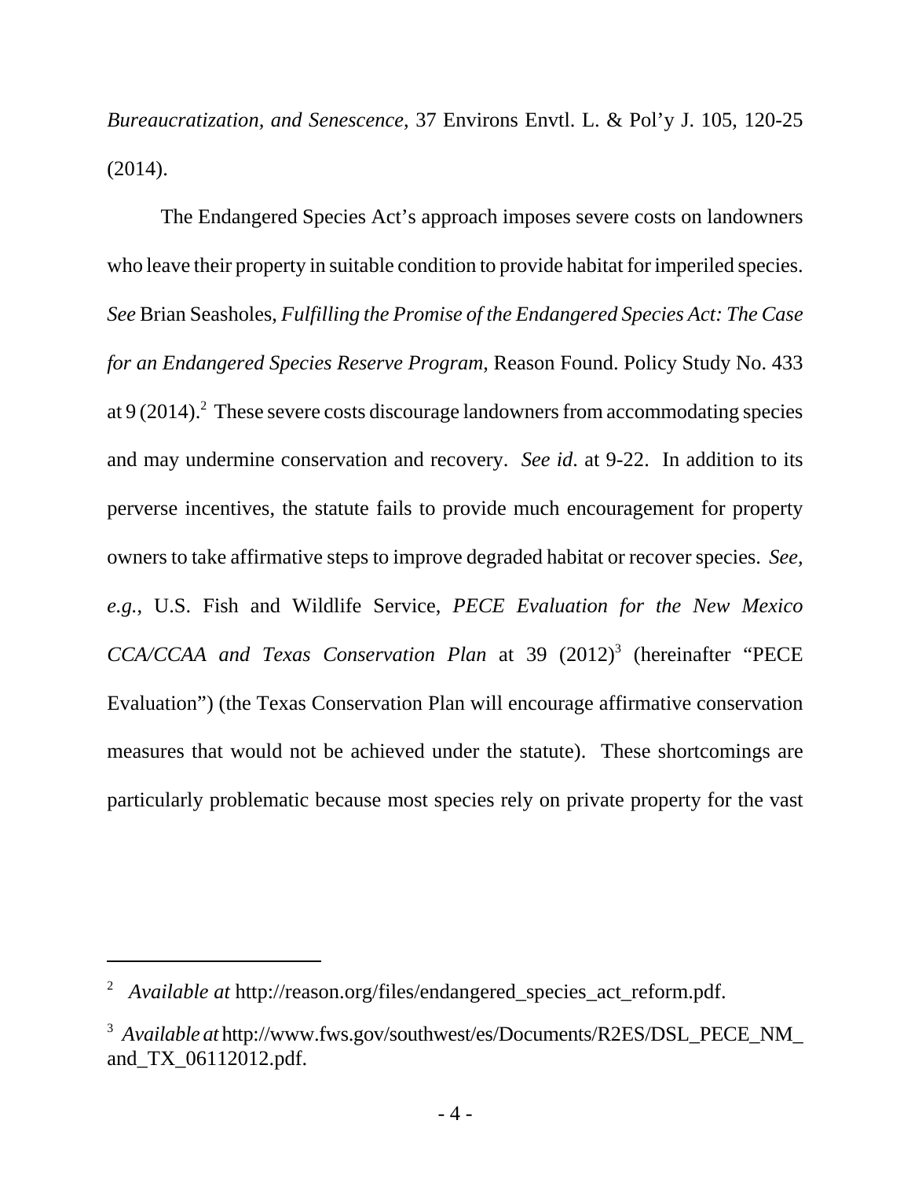*Bureaucratization, and Senescence*, 37 Environs Envtl. L. & Pol'y J. 105, 120-25 (2014).

The Endangered Species Act's approach imposes severe costs on landowners who leave their property in suitable condition to provide habitat for imperiled species. *See* Brian Seasholes, *Fulfilling the Promise of the Endangered Species Act: The Case for an Endangered Species Reserve Program*, Reason Found. Policy Study No. 433 at 9 (2014).[2] These severe costs discourage landowners from accommodating species and may undermine conservation and recovery. *See id*. at 9-22. In addition to its perverse incentives, the statute fails to provide much encouragement for property owners to take affirmative steps to improve degraded habitat or recover species. *See, e.g.*, U.S. Fish and Wildlife Service, *PECE Evaluation for the New Mexico CCA/CCAA and Texas Conservation Plan* at 39 (2012)[3] (hereinafter "PECE Evaluation") (the Texas Conservation Plan will encourage affirmative conservation measures that would not be achieved under the statute). These shortcomings are particularly problematic because most species rely on private property for the vast

---

[2] *Available at* http://reason.org/files/endangered_species_act_reform.pdf.

[3] *Available at* http://www.fws.gov/southwest/es/Documents/R2ES/DSL_PECE_NM_and_TX_06112012.pdf.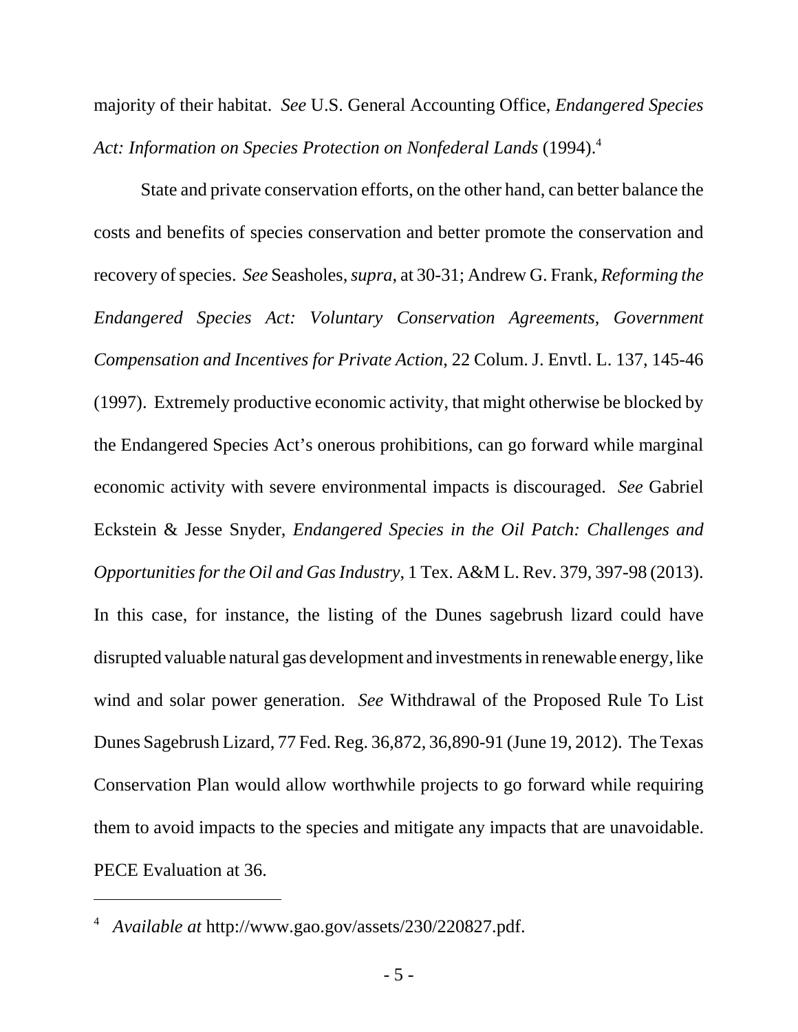majority of their habitat. *See* U.S. General Accounting Office, *Endangered Species Act: Information on Species Protection on Nonfederal Lands* (1994).[4]

State and private conservation efforts, on the other hand, can better balance the costs and benefits of species conservation and better promote the conservation and recovery of species. *See* Seasholes, *supra*, at 30-31; Andrew G. Frank, *Reforming the Endangered Species Act: Voluntary Conservation Agreements, Government Compensation and Incentives for Private Action*, 22 Colum. J. Envtl. L. 137, 145-46 (1997). Extremely productive economic activity, that might otherwise be blocked by the Endangered Species Act's onerous prohibitions, can go forward while marginal economic activity with severe environmental impacts is discouraged. *See* Gabriel Eckstein & Jesse Snyder, *Endangered Species in the Oil Patch: Challenges and Opportunities for the Oil and Gas Industry*, 1 Tex. A&M L. Rev. 379, 397-98 (2013). In this case, for instance, the listing of the Dunes sagebrush lizard could have disrupted valuable natural gas development and investments in renewable energy, like wind and solar power generation. *See* Withdrawal of the Proposed Rule To List Dunes Sagebrush Lizard, 77 Fed. Reg. 36,872, 36,890-91 (June 19, 2012). The Texas Conservation Plan would allow worthwhile projects to go forward while requiring them to avoid impacts to the species and mitigate any impacts that are unavoidable. PECE Evaluation at 36.

---

[4] *Available at* http://www.gao.gov/assets/230/220827.pdf.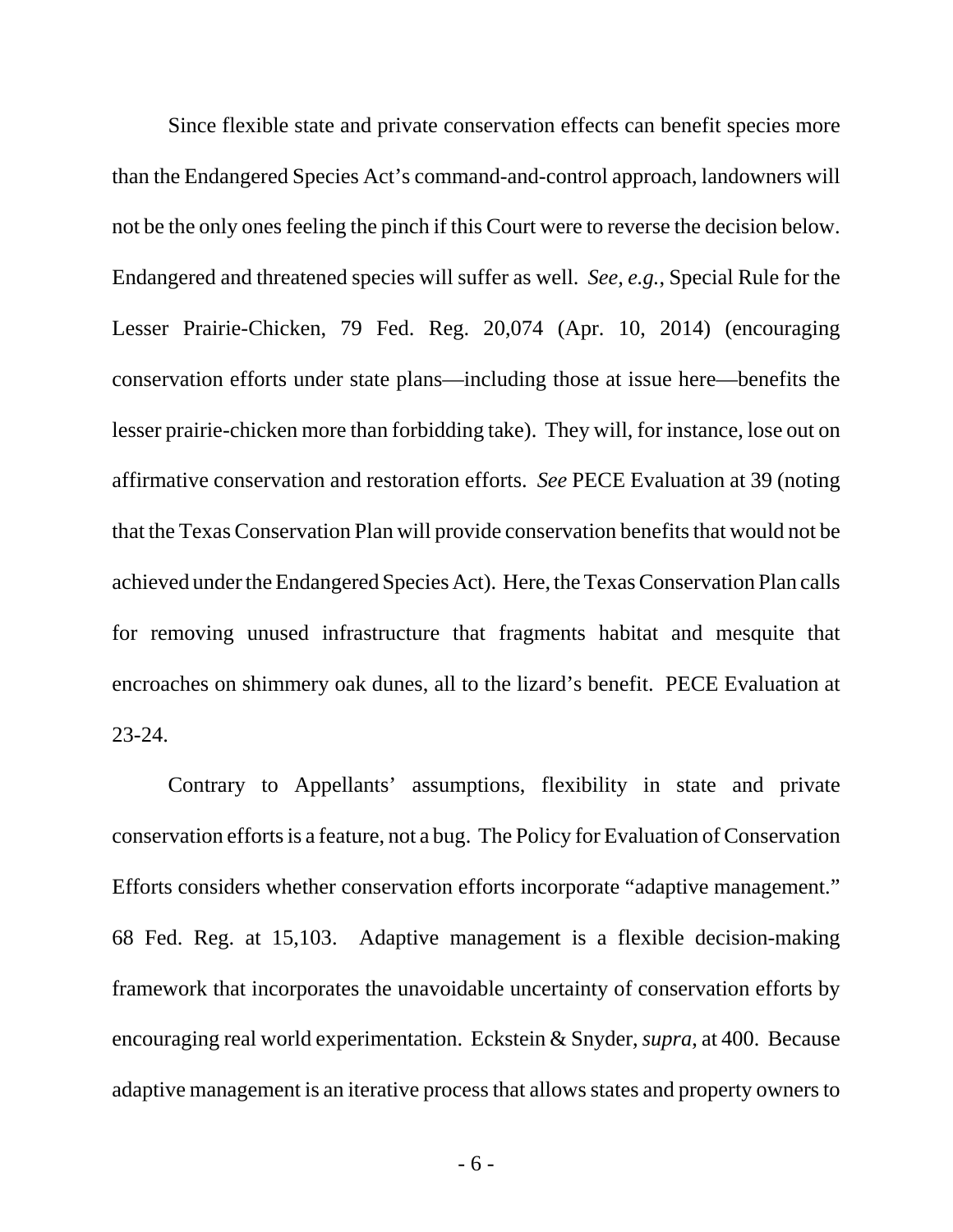Since flexible state and private conservation effects can benefit species more than the Endangered Species Act's command-and-control approach, landowners will not be the only ones feeling the pinch if this Court were to reverse the decision below. Endangered and threatened species will suffer as well. *See, e.g.*, Special Rule for the Lesser Prairie-Chicken, 79 Fed. Reg. 20,074 (Apr. 10, 2014) (encouraging conservation efforts under state plans—including those at issue here—benefits the lesser prairie-chicken more than forbidding take). They will, for instance, lose out on affirmative conservation and restoration efforts. *See* PECE Evaluation at 39 (noting that the Texas Conservation Plan will provide conservation benefits that would not be achieved under the Endangered Species Act). Here, the Texas Conservation Plan calls for removing unused infrastructure that fragments habitat and mesquite that encroaches on shimmery oak dunes, all to the lizard's benefit. PECE Evaluation at 23-24.

Contrary to Appellants' assumptions, flexibility in state and private conservation efforts is a feature, not a bug. The Policy for Evaluation of Conservation Efforts considers whether conservation efforts incorporate "adaptive management." 68 Fed. Reg. at 15,103. Adaptive management is a flexible decision-making framework that incorporates the unavoidable uncertainty of conservation efforts by encouraging real world experimentation. Eckstein & Snyder, *supra*, at 400. Because adaptive management is an iterative process that allows states and property owners to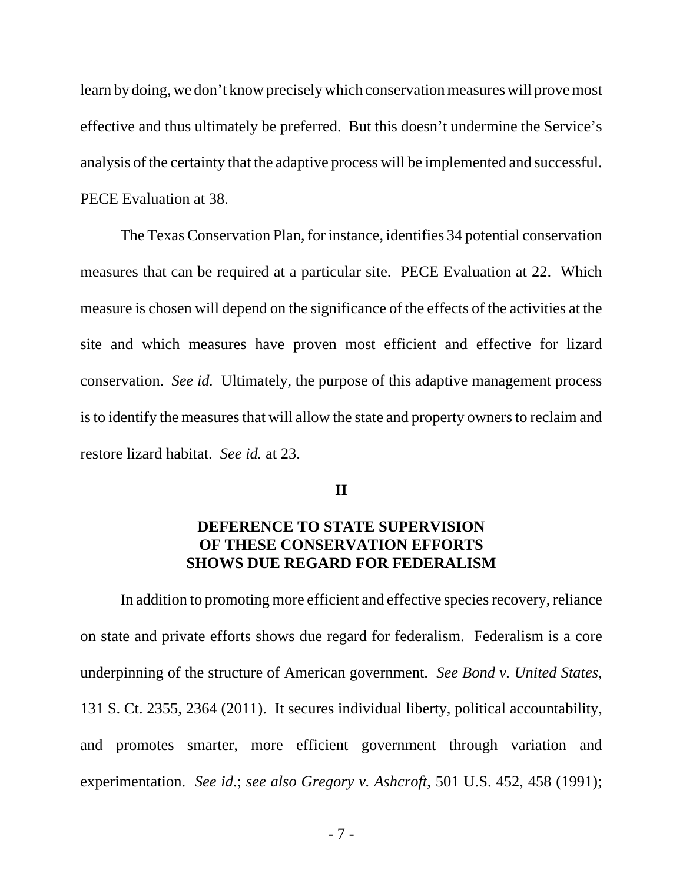learn by doing, we don't know precisely which conservation measures will prove most effective and thus ultimately be preferred. But this doesn't undermine the Service's analysis of the certainty that the adaptive process will be implemented and successful. PECE Evaluation at 38.

The Texas Conservation Plan, for instance, identifies 34 potential conservation measures that can be required at a particular site. PECE Evaluation at 22. Which measure is chosen will depend on the significance of the effects of the activities at the site and which measures have proven most efficient and effective for lizard conservation. *See id.* Ultimately, the purpose of this adaptive management process is to identify the measures that will allow the state and property owners to reclaim and restore lizard habitat. *See id.* at 23.

## II

## DEFERENCE TO STATE SUPERVISION OF THESE CONSERVATION EFFORTS SHOWS DUE REGARD FOR FEDERALISM

In addition to promoting more efficient and effective species recovery, reliance on state and private efforts shows due regard for federalism. Federalism is a core underpinning of the structure of American government. *See Bond v. United States*, 131 S. Ct. 2355, 2364 (2011). It secures individual liberty, political accountability, and promotes smarter, more efficient government through variation and experimentation. *See id.*; *see also Gregory v. Ashcroft*, 501 U.S. 452, 458 (1991);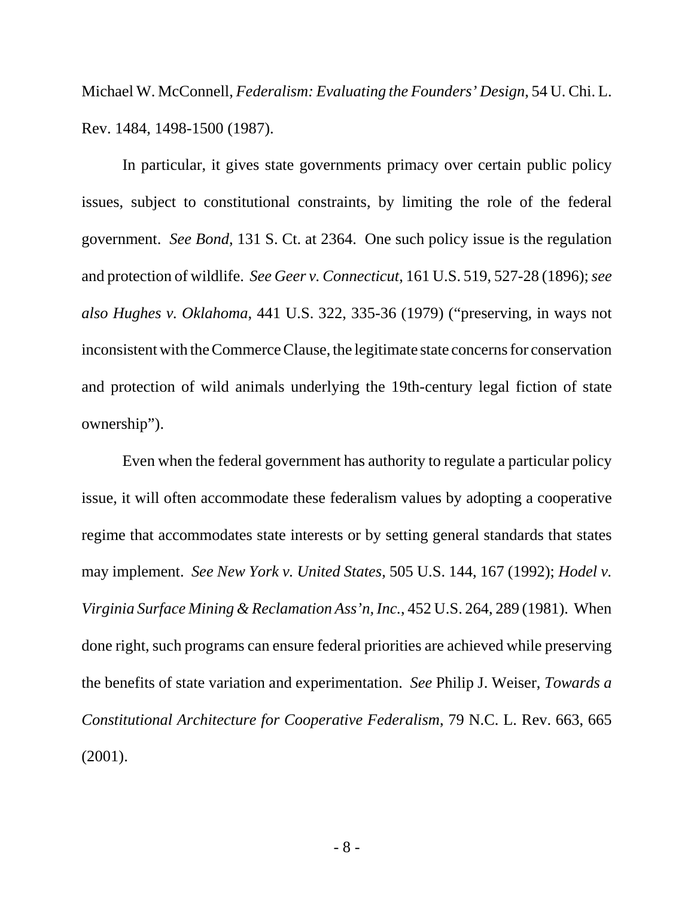Michael W. McConnell, *Federalism: Evaluating the Founders' Design*, 54 U. Chi. L. Rev. 1484, 1498-1500 (1987).

In particular, it gives state governments primacy over certain public policy issues, subject to constitutional constraints, by limiting the role of the federal government. *See Bond*, 131 S. Ct. at 2364. One such policy issue is the regulation and protection of wildlife. *See Geer v. Connecticut*, 161 U.S. 519, 527-28 (1896); *see also Hughes v. Oklahoma*, 441 U.S. 322, 335-36 (1979) ("preserving, in ways not inconsistent with the Commerce Clause, the legitimate state concerns for conservation and protection of wild animals underlying the 19th-century legal fiction of state ownership").

Even when the federal government has authority to regulate a particular policy issue, it will often accommodate these federalism values by adopting a cooperative regime that accommodates state interests or by setting general standards that states may implement. *See New York v. United States*, 505 U.S. 144, 167 (1992); *Hodel v. Virginia Surface Mining & Reclamation Ass'n, Inc.*, 452 U.S. 264, 289 (1981). When done right, such programs can ensure federal priorities are achieved while preserving the benefits of state variation and experimentation. *See* Philip J. Weiser, *Towards a Constitutional Architecture for Cooperative Federalism*, 79 N.C. L. Rev. 663, 665 (2001).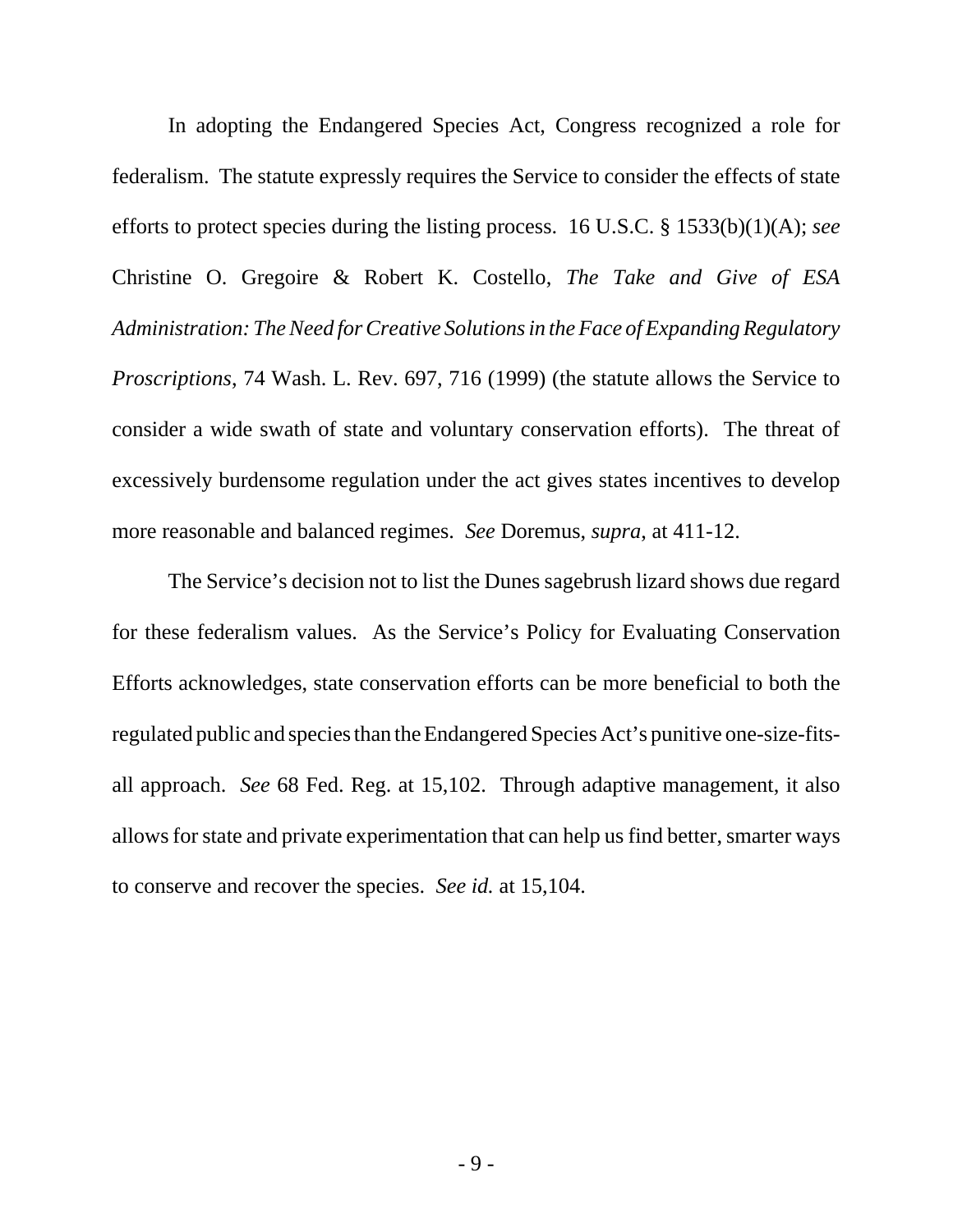In adopting the Endangered Species Act, Congress recognized a role for federalism. The statute expressly requires the Service to consider the effects of state efforts to protect species during the listing process. 16 U.S.C. § 1533(b)(1)(A); *see* Christine O. Gregoire & Robert K. Costello, *The Take and Give of ESA Administration: The Need for Creative Solutions in the Face of Expanding Regulatory Proscriptions*, 74 Wash. L. Rev. 697, 716 (1999) (the statute allows the Service to consider a wide swath of state and voluntary conservation efforts). The threat of excessively burdensome regulation under the act gives states incentives to develop more reasonable and balanced regimes. *See* Doremus, *supra*, at 411-12.

The Service's decision not to list the Dunes sagebrush lizard shows due regard for these federalism values. As the Service's Policy for Evaluating Conservation Efforts acknowledges, state conservation efforts can be more beneficial to both the regulated public and species than the Endangered Species Act's punitive one-size-fits-all approach. *See* 68 Fed. Reg. at 15,102. Through adaptive management, it also allows for state and private experimentation that can help us find better, smarter ways to conserve and recover the species. *See id.* at 15,104.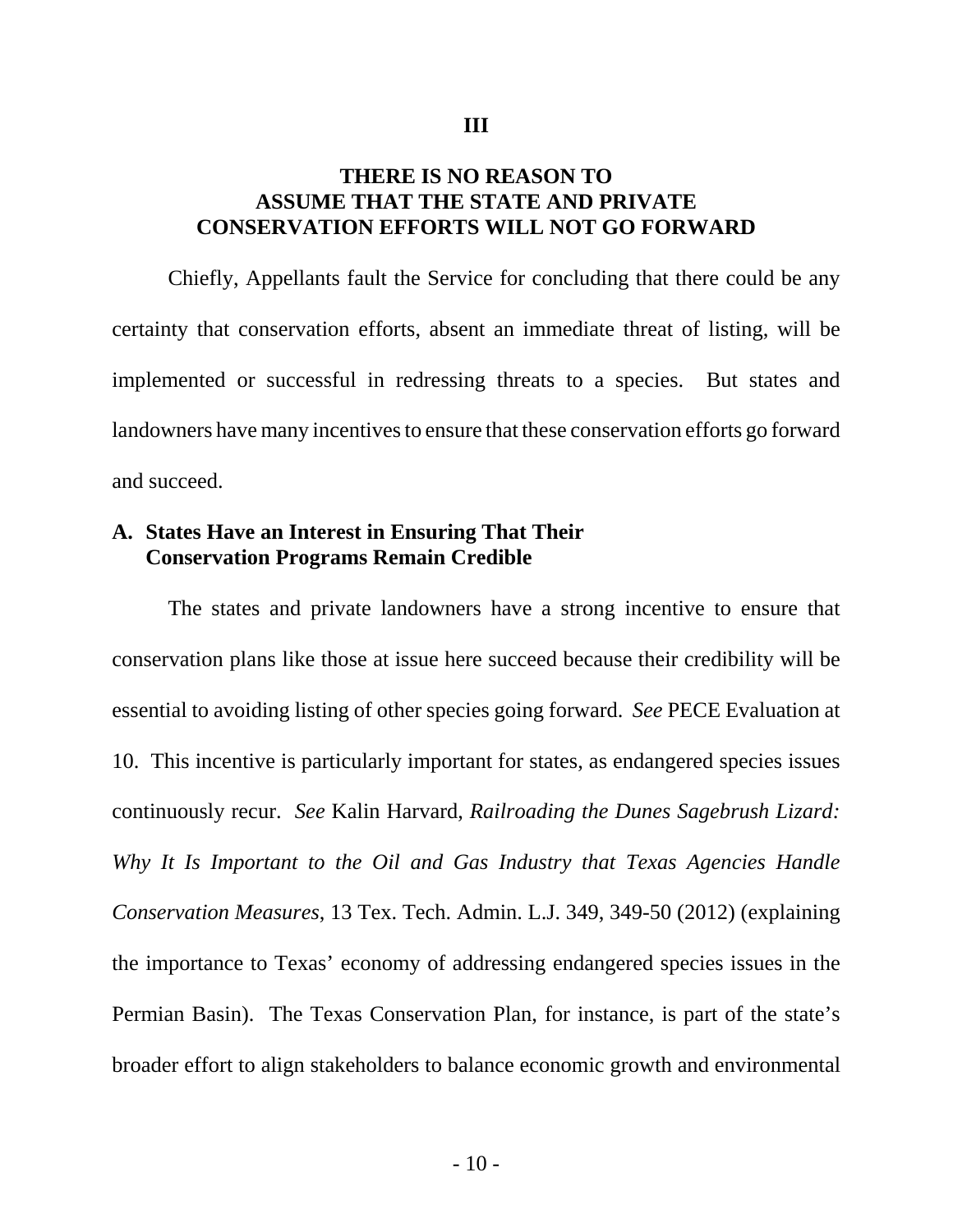## III

## THERE IS NO REASON TO ASSUME THAT THE STATE AND PRIVATE CONSERVATION EFFORTS WILL NOT GO FORWARD

Chiefly, Appellants fault the Service for concluding that there could be any certainty that conservation efforts, absent an immediate threat of listing, will be implemented or successful in redressing threats to a species. But states and landowners have many incentives to ensure that these conservation efforts go forward and succeed.

### A. States Have an Interest in Ensuring That Their Conservation Programs Remain Credible

The states and private landowners have a strong incentive to ensure that conservation plans like those at issue here succeed because their credibility will be essential to avoiding listing of other species going forward. *See* PECE Evaluation at 10. This incentive is particularly important for states, as endangered species issues continuously recur. *See* Kalin Harvard, *Railroading the Dunes Sagebrush Lizard: Why It Is Important to the Oil and Gas Industry that Texas Agencies Handle Conservation Measures*, 13 Tex. Tech. Admin. L.J. 349, 349-50 (2012) (explaining the importance to Texas' economy of addressing endangered species issues in the Permian Basin). The Texas Conservation Plan, for instance, is part of the state's broader effort to align stakeholders to balance economic growth and environmental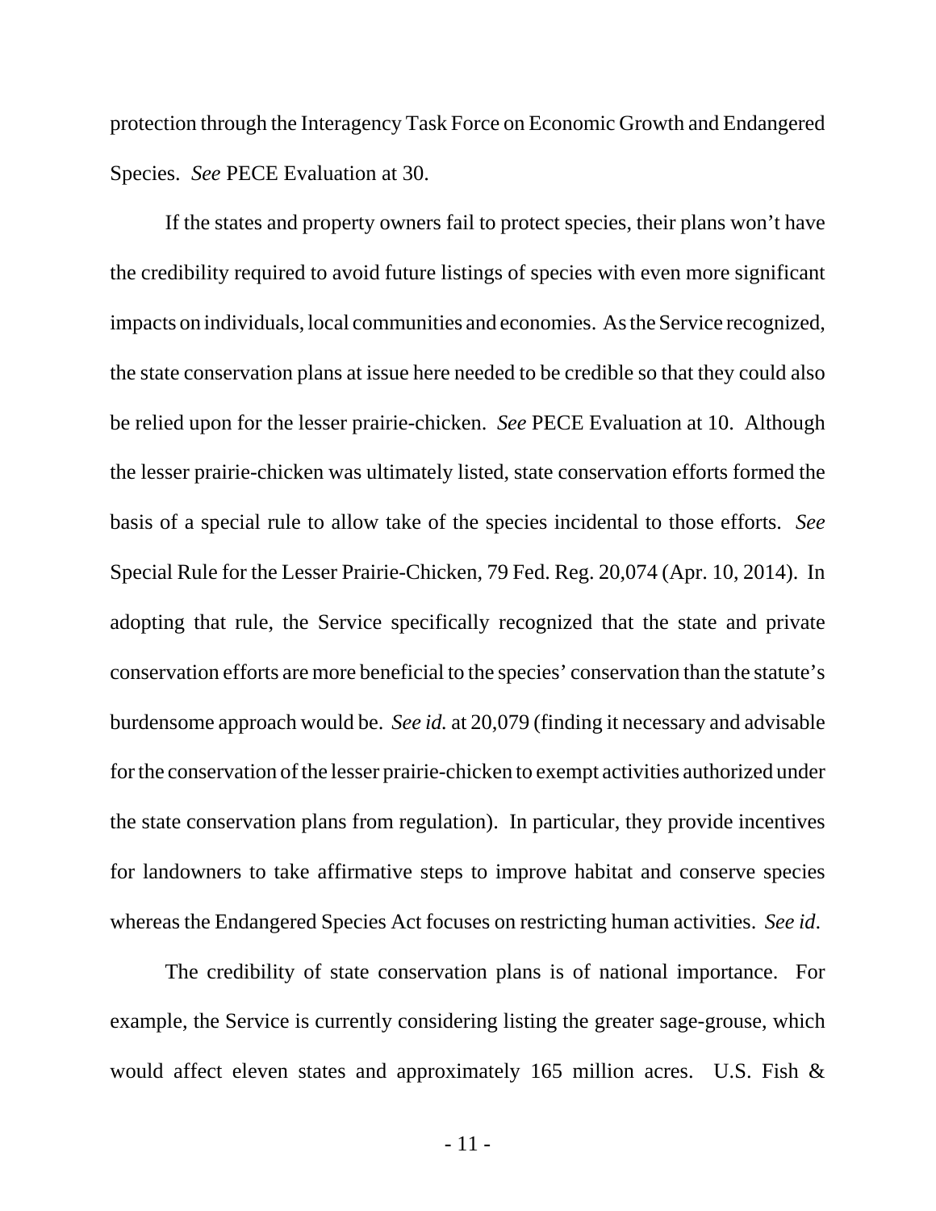protection through the Interagency Task Force on Economic Growth and Endangered Species. *See* PECE Evaluation at 30.

If the states and property owners fail to protect species, their plans won't have the credibility required to avoid future listings of species with even more significant impacts on individuals, local communities and economies. As the Service recognized, the state conservation plans at issue here needed to be credible so that they could also be relied upon for the lesser prairie-chicken. *See* PECE Evaluation at 10. Although the lesser prairie-chicken was ultimately listed, state conservation efforts formed the basis of a special rule to allow take of the species incidental to those efforts. *See* Special Rule for the Lesser Prairie-Chicken, 79 Fed. Reg. 20,074 (Apr. 10, 2014). In adopting that rule, the Service specifically recognized that the state and private conservation efforts are more beneficial to the species' conservation than the statute's burdensome approach would be. *See id.* at 20,079 (finding it necessary and advisable for the conservation of the lesser prairie-chicken to exempt activities authorized under the state conservation plans from regulation). In particular, they provide incentives for landowners to take affirmative steps to improve habitat and conserve species whereas the Endangered Species Act focuses on restricting human activities. *See id*.

The credibility of state conservation plans is of national importance. For example, the Service is currently considering listing the greater sage-grouse, which would affect eleven states and approximately 165 million acres. U.S. Fish &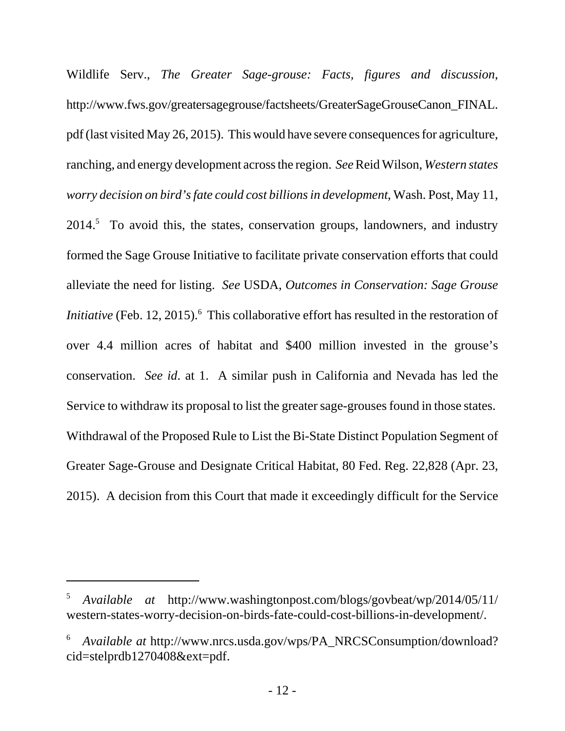Wildlife Serv., *The Greater Sage-grouse: Facts, figures and discussion*, http://www.fws.gov/greatersagegrouse/factsheets/GreaterSageGrouseCanon_FINAL.pdf (last visited May 26, 2015). This would have severe consequences for agriculture, ranching, and energy development across the region. *See* Reid Wilson, *Western states worry decision on bird's fate could cost billions in development*, Wash. Post, May 11, 2014.[5] To avoid this, the states, conservation groups, landowners, and industry formed the Sage Grouse Initiative to facilitate private conservation efforts that could alleviate the need for listing. *See* USDA, *Outcomes in Conservation: Sage Grouse Initiative* (Feb. 12, 2015).[6] This collaborative effort has resulted in the restoration of over 4.4 million acres of habitat and $400 million invested in the grouse's conservation. *See id*. at 1. A similar push in California and Nevada has led the Service to withdraw its proposal to list the greater sage-grouses found in those states. Withdrawal of the Proposed Rule to List the Bi-State Distinct Population Segment of Greater Sage-Grouse and Designate Critical Habitat, 80 Fed. Reg. 22,828 (Apr. 23, 2015). A decision from this Court that made it exceedingly difficult for the Service

---

[5] *Available at* http://www.washingtonpost.com/blogs/govbeat/wp/2014/05/11/western-states-worry-decision-on-birds-fate-could-cost-billions-in-development/.

[6] *Available at* http://www.nrcs.usda.gov/wps/PA_NRCSConsumption/download?cid=stelprdb1270408&ext=pdf.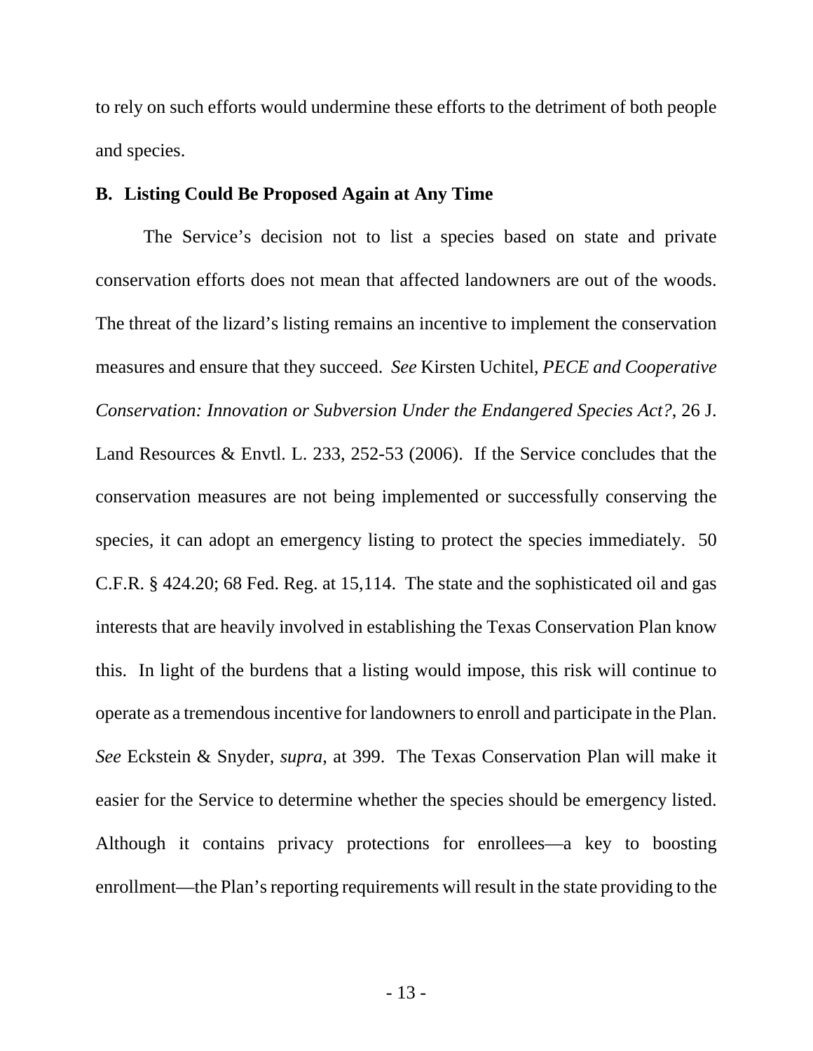to rely on such efforts would undermine these efforts to the detriment of both people and species.

**B. Listing Could Be Proposed Again at Any Time**

The Service's decision not to list a species based on state and private conservation efforts does not mean that affected landowners are out of the woods. The threat of the lizard's listing remains an incentive to implement the conservation measures and ensure that they succeed. *See* Kirsten Uchitel, *PECE and Cooperative Conservation: Innovation or Subversion Under the Endangered Species Act?*, 26 J. Land Resources & Envtl. L. 233, 252-53 (2006). If the Service concludes that the conservation measures are not being implemented or successfully conserving the species, it can adopt an emergency listing to protect the species immediately. 50 C.F.R. § 424.20; 68 Fed. Reg. at 15,114. The state and the sophisticated oil and gas interests that are heavily involved in establishing the Texas Conservation Plan know this. In light of the burdens that a listing would impose, this risk will continue to operate as a tremendous incentive for landowners to enroll and participate in the Plan. *See* Eckstein & Snyder, *supra*, at 399. The Texas Conservation Plan will make it easier for the Service to determine whether the species should be emergency listed. Although it contains privacy protections for enrollees—a key to boosting enrollment—the Plan's reporting requirements will result in the state providing to the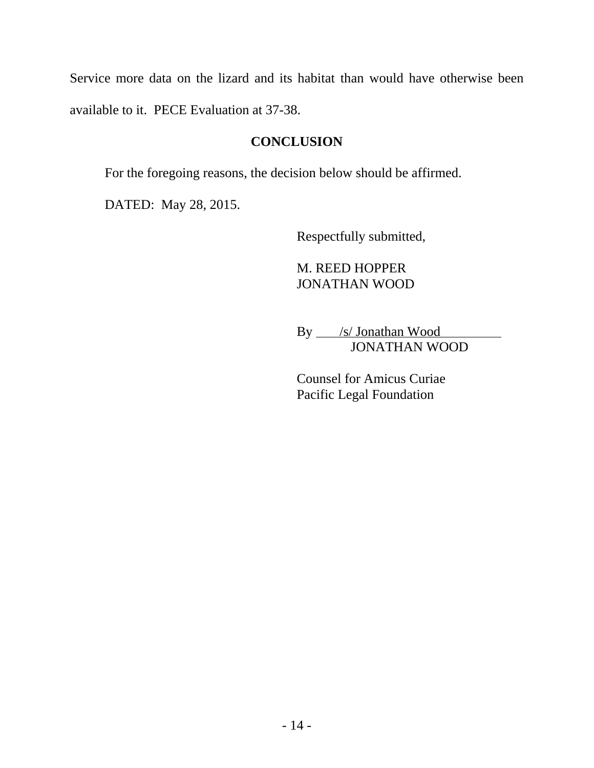Service more data on the lizard and its habitat than would have otherwise been available to it. PECE Evaluation at 37-38.

## CONCLUSION

For the foregoing reasons, the decision below should be affirmed.

DATED: May 28, 2015.

Respectfully submitted,

M. REED HOPPER
JONATHAN WOOD

By /s/ Jonathan Wood
JONATHAN WOOD

Counsel for Amicus Curiae
Pacific Legal Foundation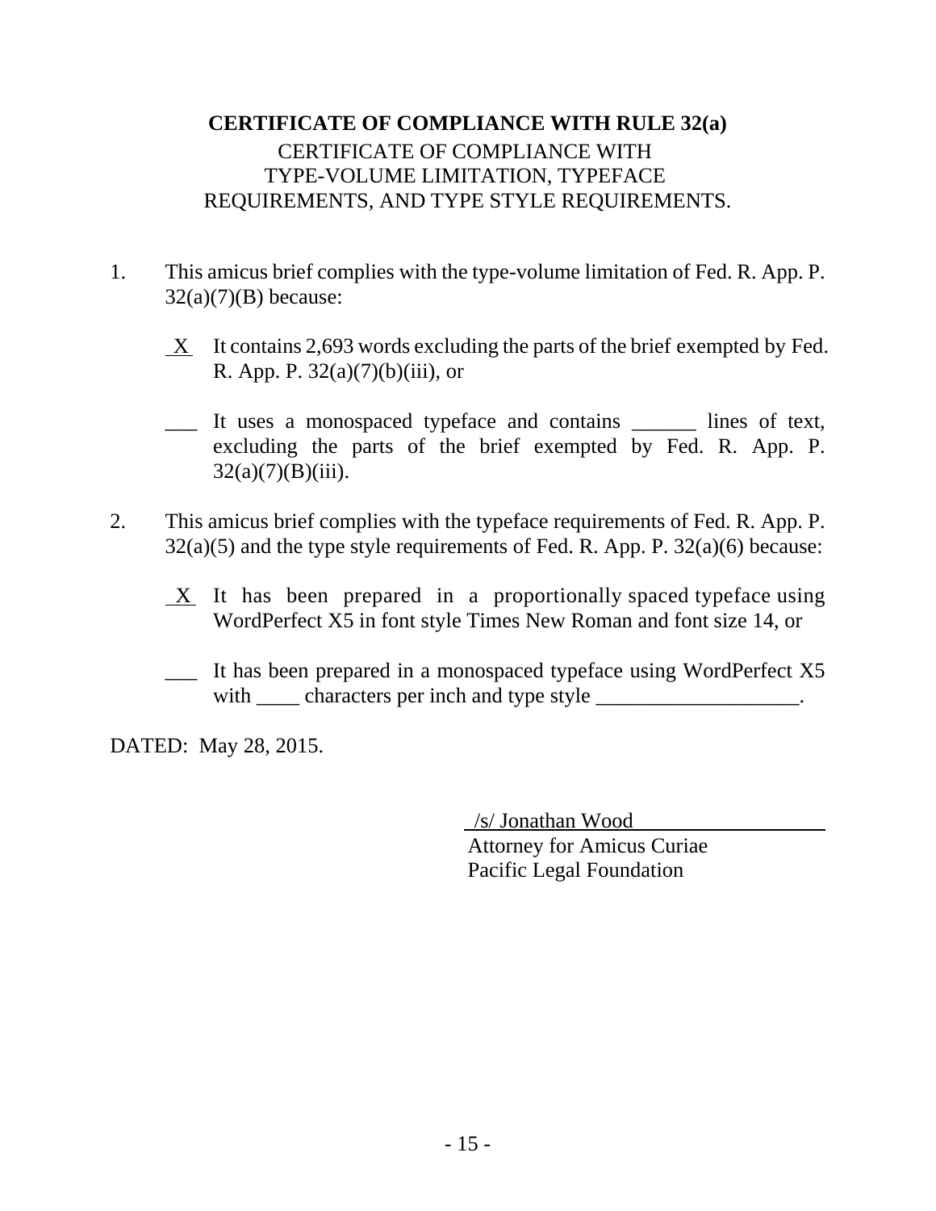**CERTIFICATE OF COMPLIANCE WITH RULE 32(a)**

CERTIFICATE OF COMPLIANCE WITH TYPE-VOLUME LIMITATION, TYPEFACE REQUIREMENTS, AND TYPE STYLE REQUIREMENTS.

1. This amicus brief complies with the type-volume limitation of Fed. R. App. P. 32(a)(7)(B) because:

   X It contains 2,693 words excluding the parts of the brief exempted by Fed. R. App. P. 32(a)(7)(b)(iii), or

   ___ It uses a monospaced typeface and contains ______ lines of text, excluding the parts of the brief exempted by Fed. R. App. P. 32(a)(7)(B)(iii).

2. This amicus brief complies with the typeface requirements of Fed. R. App. P. 32(a)(5) and the type style requirements of Fed. R. App. P. 32(a)(6) because:

   X It has been prepared in a proportionally spaced typeface using WordPerfect X5 in font style Times New Roman and font size 14, or

   ___ It has been prepared in a monospaced typeface using WordPerfect X5 with ____ characters per inch and type style ___________________.

DATED: May 28, 2015.

/s/ Jonathan Wood
Attorney for Amicus Curiae
Pacific Legal Foundation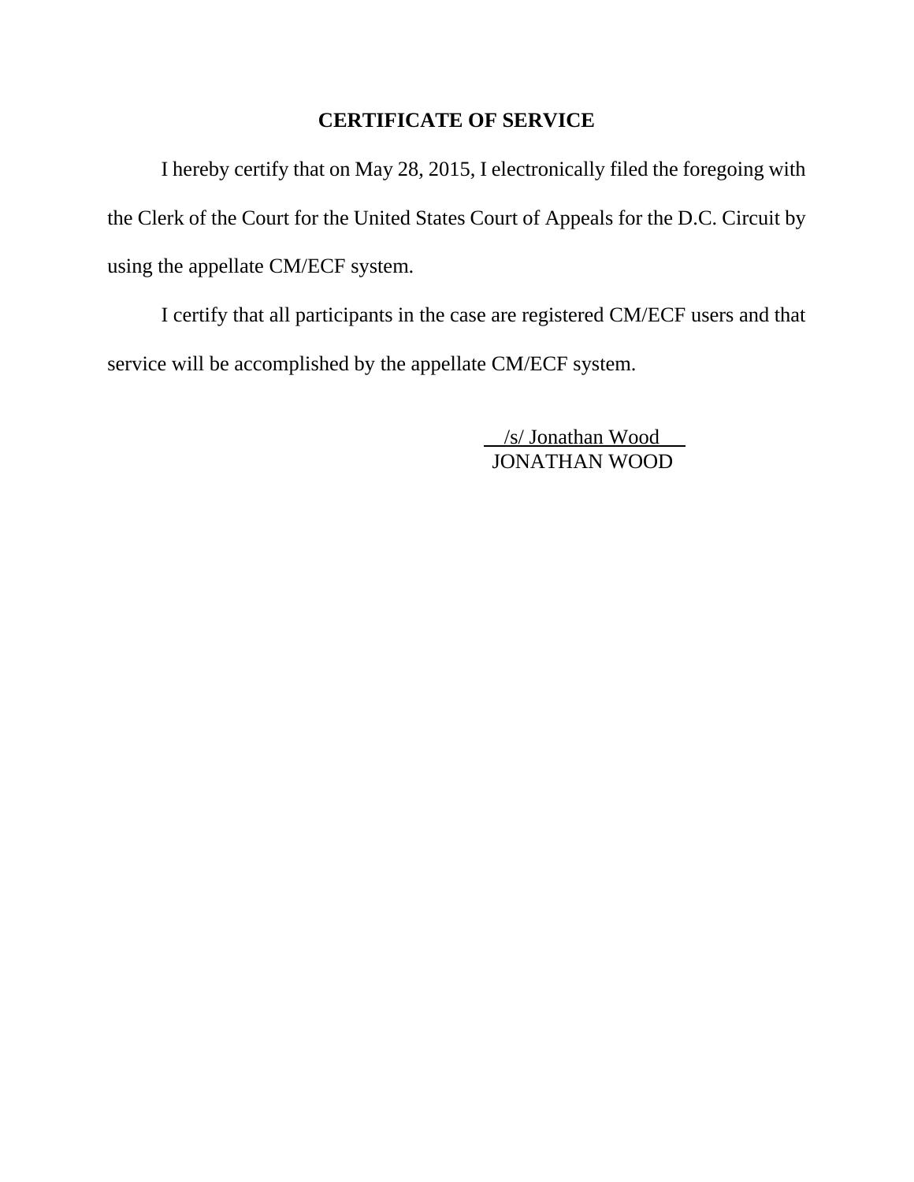## CERTIFICATE OF SERVICE

I hereby certify that on May 28, 2015, I electronically filed the foregoing with the Clerk of the Court for the United States Court of Appeals for the D.C. Circuit by using the appellate CM/ECF system.

I certify that all participants in the case are registered CM/ECF users and that service will be accomplished by the appellate CM/ECF system.

/s/ Jonathan Wood
JONATHAN WOOD